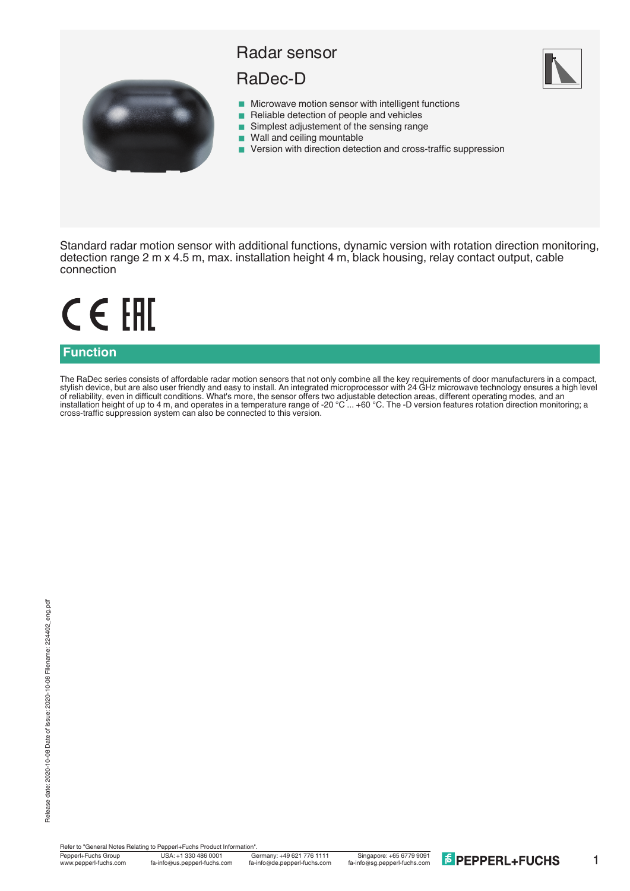# Radar sensor

## RaDec-D

- Microwave motion sensor with intelligent functions
- Reliable detection of people and vehicles
- Simplest adjustement of the sensing range
- Wall and ceiling mountable
- Version with direction detection and cross-traffic suppression

Standard radar motion sensor with additional functions, dynamic version with rotation direction monitoring, detection range 2 m x 4.5 m, max. installation height 4 m, black housing, relay contact output, cable connection

CE EAC

## Function

The RaDec series consists of affordable radar motion sensors that not only combine all the key requirements of door manufacturers in a compact, stylish device, but are also user friendly and easy to install. An integrated microprocessor with 24 GHz microwave technology ensures a high level of reliability, even in difficult conditions. What's more, the sensor offers two adjustable detection areas, different operating modes, and an installation height of up to 4 m, and operates in a temperature range of -20 °C ... +60 °C. The -D version features rotation direction monitoring; a cross-traffic suppression system can also be connected to this version.

Release date: 2020-10-08 Date of issue: 2020-10-08 Filename: 224402_eng.pdf

Refer to "General Notes Relating to Pepperl+Fuchs Product Information".

Pepperl+Fuchs Group
www.pepperl-fuchs.com

USA: +1 330 486 0001
fa-info@us.pepperl-fuchs.com

Germany: +49 621 776 1111
fa-info@de.pepperl-fuchs.com

Singapore: +65 6779 9091
fa-info@sg.pepperl-fuchs.com

PEPPERL+FUCHS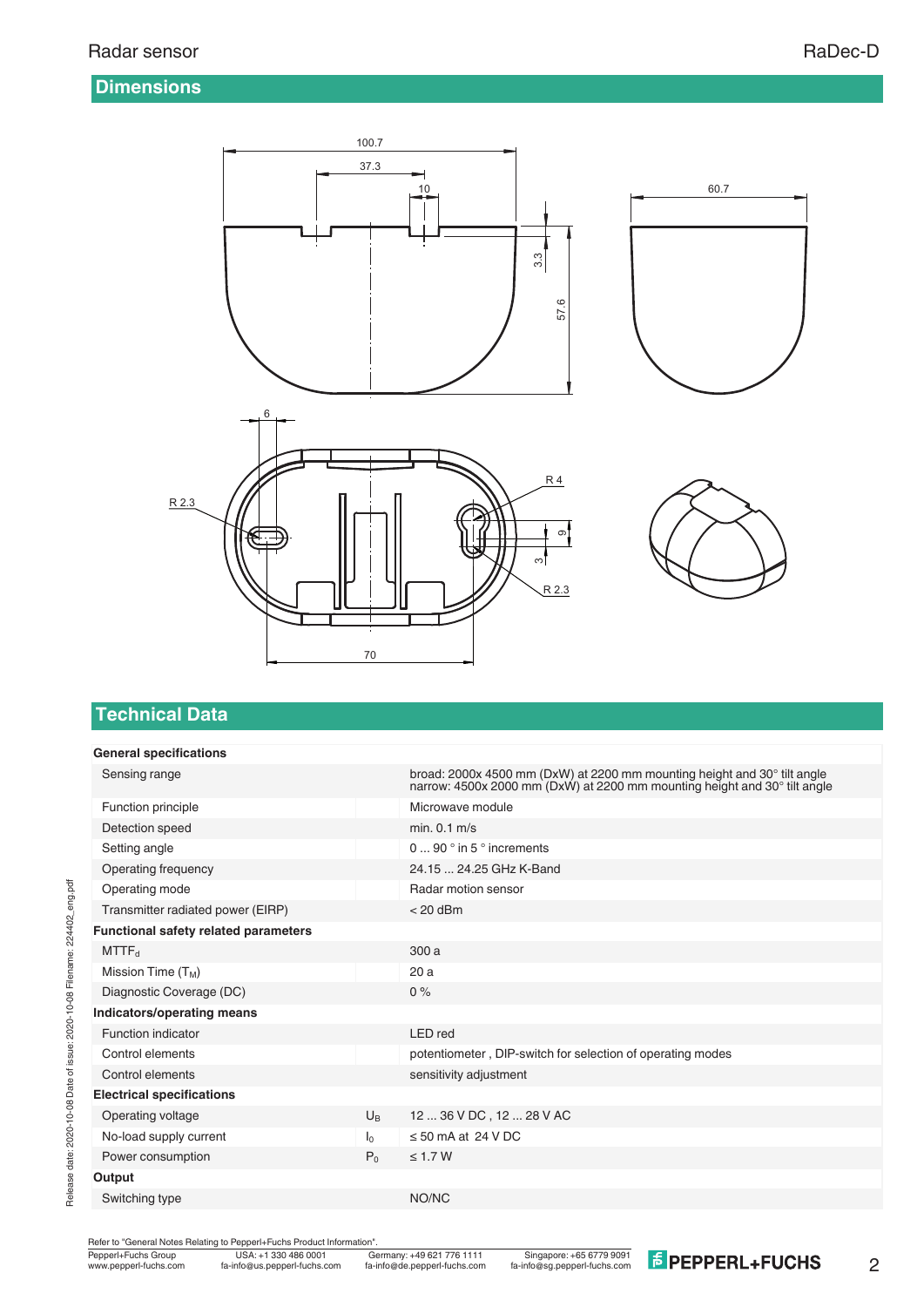## Dimensions

100.7
37.3
10
60.7
3.3
57.6
6
R 2.3
R 4
9
3
R 2.3
70

## Technical Data

| | | |
|---|---|---|
| **General specifications** | | |
| Sensing range | | broad: 2000x 4500 mm (DxW) at 2200 mm mounting height and 30° tilt angle<br>narrow: 4500x 2000 mm (DxW) at 2200 mm mounting height and 30° tilt angle |
| Function principle | | Microwave module |
| Detection speed | | min. 0.1 m/s |
| Setting angle | | 0 ... 90 ° in 5 ° increments |
| Operating frequency | | 24.15 ... 24.25 GHz K-Band |
| Operating mode | | Radar motion sensor |
| Transmitter radiated power (EIRP) | | < 20 dBm |
| **Functional safety related parameters** | | |
| $MTTF_d$ | | 300 a |
| Mission Time ($T_M$) | | 20 a |
| Diagnostic Coverage (DC) | | 0 % |
| **Indicators/operating means** | | |
| Function indicator | | LED red |
| Control elements | | potentiometer , DIP-switch for selection of operating modes |
| Control elements | | sensitivity adjustment |
| **Electrical specifications** | | |
| Operating voltage | $U_B$ | 12 ... 36 V DC , 12 ... 28 V AC |
| No-load supply current | $I_0$ | ≤ 50 mA at 24 V DC |
| Power consumption | $P_0$ | ≤ 1.7 W |
| **Output** | | |
| Switching type | | NO/NC |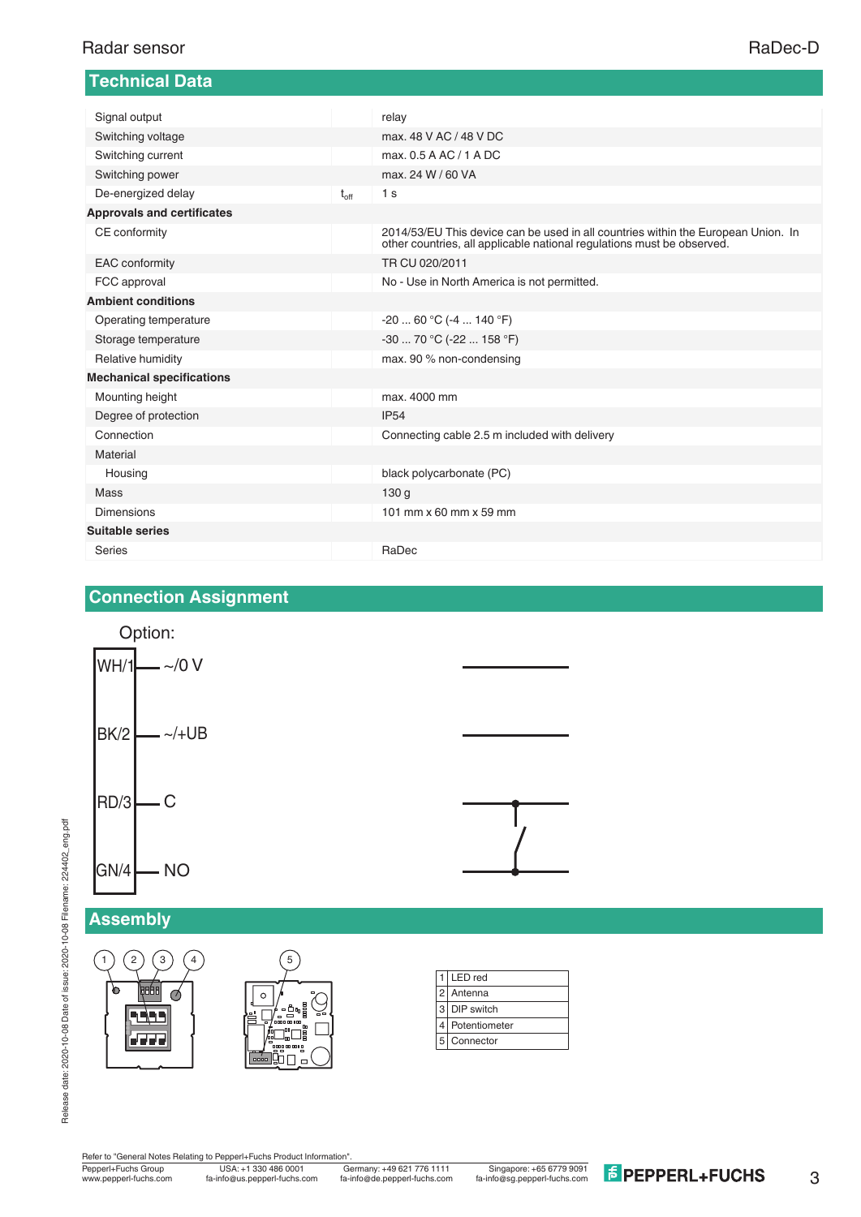## Technical Data

| | | |
|---|---|---|
| Signal output | | relay |
| Switching voltage | | max. 48 V AC / 48 V DC |
| Switching current | | max. 0.5 A AC / 1 A DC |
| Switching power | | max. 24 W / 60 VA |
| De-energized delay | $t_{off}$ | 1 s |
| **Approvals and certificates** | | |
| CE conformity | | 2014/53/EU This device can be used in all countries within the European Union. In other countries, all applicable national regulations must be observed. |
| EAC conformity | | TR CU 020/2011 |
| FCC approval | | No - Use in North America is not permitted. |
| **Ambient conditions** | | |
| Operating temperature | | -20 ... 60 °C (-4 ... 140 °F) |
| Storage temperature | | -30 ... 70 °C (-22 ... 158 °F) |
| Relative humidity | | max. 90 % non-condensing |
| **Mechanical specifications** | | |
| Mounting height | | max. 4000 mm |
| Degree of protection | | IP54 |
| Connection | | Connecting cable 2.5 m included with delivery |
| Material | | |
| Housing | | black polycarbonate (PC) |
| Mass | | 130 g |
| Dimensions | | 101 mm x 60 mm x 59 mm |
| **Suitable series** | | |
| Series | | RaDec |

## Connection Assignment

Option:

- WH/1 — ~/0 V
- BK/2 — ~/+UB
- RD/3 — C
- GN/4 — NO

## Assembly

| | |
|---|---|
| 1 | LED red |
| 2 | Antenna |
| 3 | DIP switch |
| 4 | Potentiometer |
| 5 | Connector |

Release date: 2020-10-08 Date of issue: 2020-10-08 Filename: 224402_eng.pdf

Refer to "General Notes Relating to Pepperl+Fuchs Product Information".

Pepperl+Fuchs Group www.pepperl-fuchs.com | USA: +1 330 486 0001 fa-info@us.pepperl-fuchs.com | Germany: +49 621 776 1111 fa-info@de.pepperl-fuchs.com | Singapore: +65 6779 9091 fa-info@sg.pepperl-fuchs.com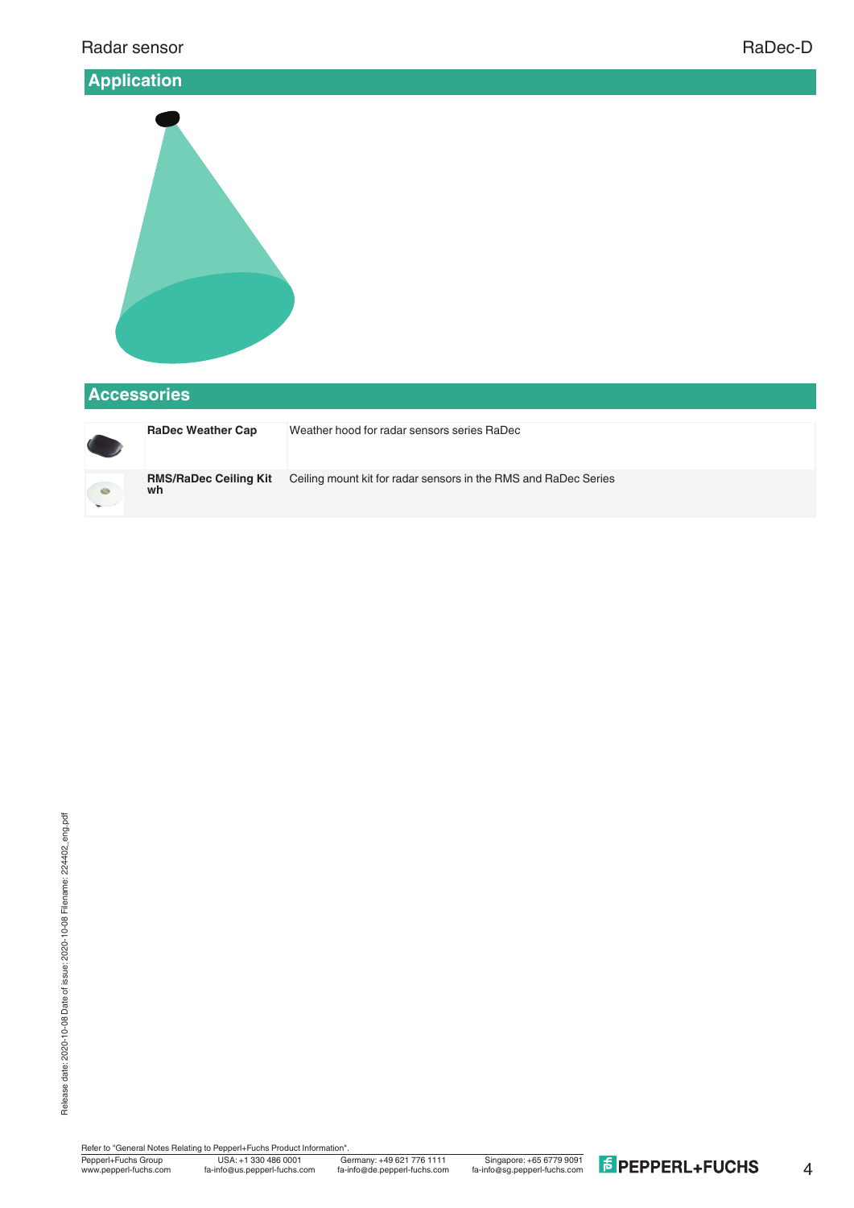## Application

## Accessories

| | | |
|---|---|---|
| | **RaDec Weather Cap** | Weather hood for radar sensors series RaDec |
| | **RMS/RaDec Ceiling Kit wh** | Ceiling mount kit for radar sensors in the RMS and RaDec Series |

Refer to "General Notes Relating to Pepperl+Fuchs Product Information".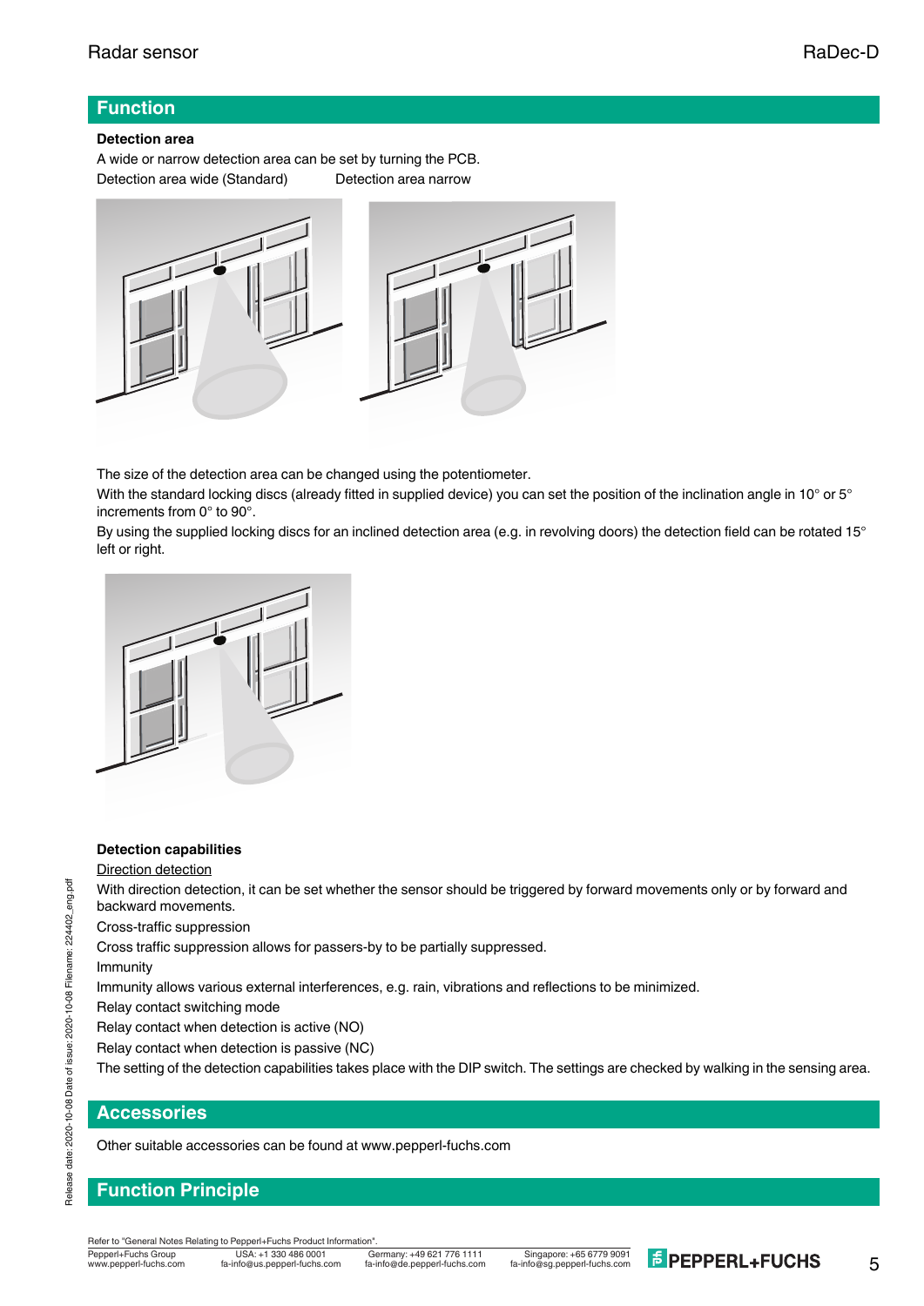## Function

**Detection area**

A wide or narrow detection area can be set by turning the PCB.

Detection area wide (Standard) Detection area narrow

The size of the detection area can be changed using the potentiometer.

With the standard locking discs (already fitted in supplied device) you can set the position of the inclination angle in 10° or 5° increments from 0° to 90°.

By using the supplied locking discs for an inclined detection area (e.g. in revolving doors) the detection field can be rotated 15° left or right.

**Detection capabilities**

<u>Direction detection</u>

With direction detection, it can be set whether the sensor should be triggered by forward movements only or by forward and backward movements.

Cross-traffic suppression

Cross traffic suppression allows for passers-by to be partially suppressed.

Immunity

Immunity allows various external interferences, e.g. rain, vibrations and reflections to be minimized.

Relay contact switching mode

Relay contact when detection is active (NO)

Relay contact when detection is passive (NC)

The setting of the detection capabilities takes place with the DIP switch. The settings are checked by walking in the sensing area.

## Accessories

Other suitable accessories can be found at www.pepperl-fuchs.com

## Function Principle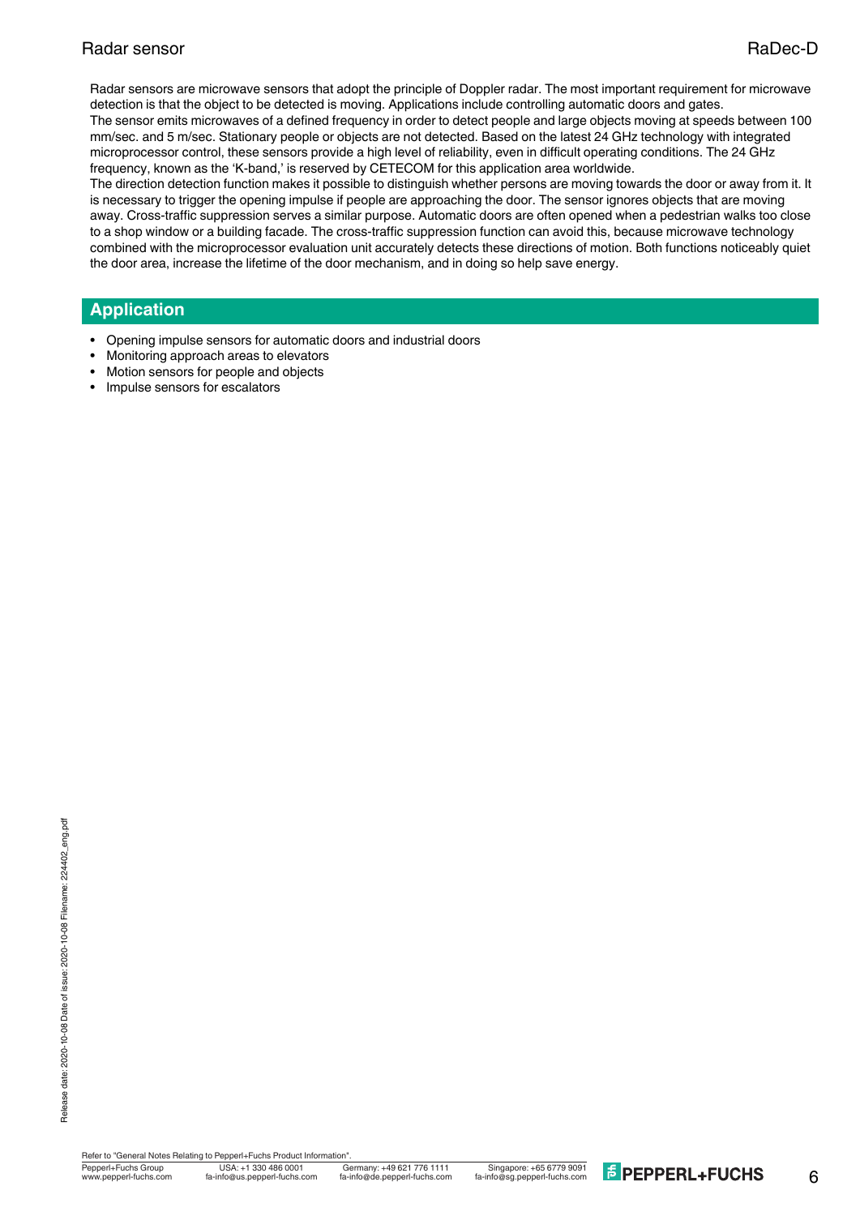Radar sensors are microwave sensors that adopt the principle of Doppler radar. The most important requirement for microwave detection is that the object to be detected is moving. Applications include controlling automatic doors and gates.
The sensor emits microwaves of a defined frequency in order to detect people and large objects moving at speeds between 100 mm/sec. and 5 m/sec. Stationary people or objects are not detected. Based on the latest 24 GHz technology with integrated microprocessor control, these sensors provide a high level of reliability, even in difficult operating conditions. The 24 GHz frequency, known as the 'K-band,' is reserved by CETECOM for this application area worldwide.
The direction detection function makes it possible to distinguish whether persons are moving towards the door or away from it. It is necessary to trigger the opening impulse if people are approaching the door. The sensor ignores objects that are moving away. Cross-traffic suppression serves a similar purpose. Automatic doors are often opened when a pedestrian walks too close to a shop window or a building facade. The cross-traffic suppression function can avoid this, because microwave technology combined with the microprocessor evaluation unit accurately detects these directions of motion. Both functions noticeably quiet the door area, increase the lifetime of the door mechanism, and in doing so help save energy.

## Application

- Opening impulse sensors for automatic doors and industrial doors
- Monitoring approach areas to elevators
- Motion sensors for people and objects
- Impulse sensors for escalators